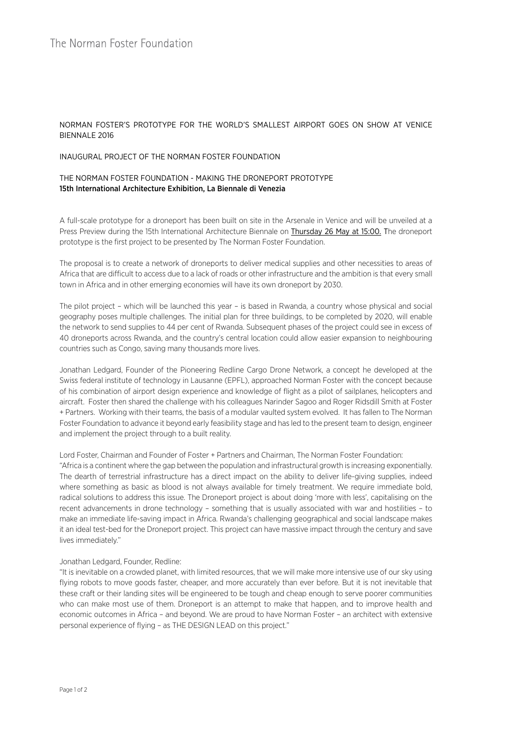# The Norman Foster Foundation

NORMAN FOSTER'S PROTOTYPE FOR THE WORLD'S SMALLEST AIRPORT GOES ON SHOW AT VENICE BIENNALE 2016

INAUGURAL PROJECT OF THE NORMAN FOSTER FOUNDATION

THE NORMAN FOSTER FOUNDATION - MAKING THE DRONEPORT PROTOTYPE
**15th International Architecture Exhibition, La Biennale di Venezia**

A full-scale prototype for a droneport has been built on site in the Arsenale in Venice and will be unveiled at a Press Preview during the 15th International Architecture Biennale on Thursday 26 May at 15:00. The droneport prototype is the first project to be presented by The Norman Foster Foundation.

The proposal is to create a network of droneports to deliver medical supplies and other necessities to areas of Africa that are difficult to access due to a lack of roads or other infrastructure and the ambition is that every small town in Africa and in other emerging economies will have its own droneport by 2030.

The pilot project – which will be launched this year – is based in Rwanda, a country whose physical and social geography poses multiple challenges. The initial plan for three buildings, to be completed by 2020, will enable the network to send supplies to 44 per cent of Rwanda. Subsequent phases of the project could see in excess of 40 droneports across Rwanda, and the country's central location could allow easier expansion to neighbouring countries such as Congo, saving many thousands more lives.

Jonathan Ledgard, Founder of the Pioneering Redline Cargo Drone Network, a concept he developed at the Swiss federal institute of technology in Lausanne (EPFL), approached Norman Foster with the concept because of his combination of airport design experience and knowledge of flight as a pilot of sailplanes, helicopters and aircraft. Foster then shared the challenge with his colleagues Narinder Sagoo and Roger Ridsdill Smith at Foster + Partners. Working with their teams, the basis of a modular vaulted system evolved. It has fallen to The Norman Foster Foundation to advance it beyond early feasibility stage and has led to the present team to design, engineer and implement the project through to a built reality.

Lord Foster, Chairman and Founder of Foster + Partners and Chairman, The Norman Foster Foundation:
"Africa is a continent where the gap between the population and infrastructural growth is increasing exponentially. The dearth of terrestrial infrastructure has a direct impact on the ability to deliver life-giving supplies, indeed where something as basic as blood is not always available for timely treatment. We require immediate bold, radical solutions to address this issue. The Droneport project is about doing 'more with less', capitalising on the recent advancements in drone technology – something that is usually associated with war and hostilities – to make an immediate life-saving impact in Africa. Rwanda's challenging geographical and social landscape makes it an ideal test-bed for the Droneport project. This project can have massive impact through the century and save lives immediately."

Jonathan Ledgard, Founder, Redline:
"It is inevitable on a crowded planet, with limited resources, that we will make more intensive use of our sky using flying robots to move goods faster, cheaper, and more accurately than ever before. But it is not inevitable that these craft or their landing sites will be engineered to be tough and cheap enough to serve poorer communities who can make most use of them. Droneport is an attempt to make that happen, and to improve health and economic outcomes in Africa – and beyond. We are proud to have Norman Foster – an architect with extensive personal experience of flying – as THE DESIGN LEAD on this project."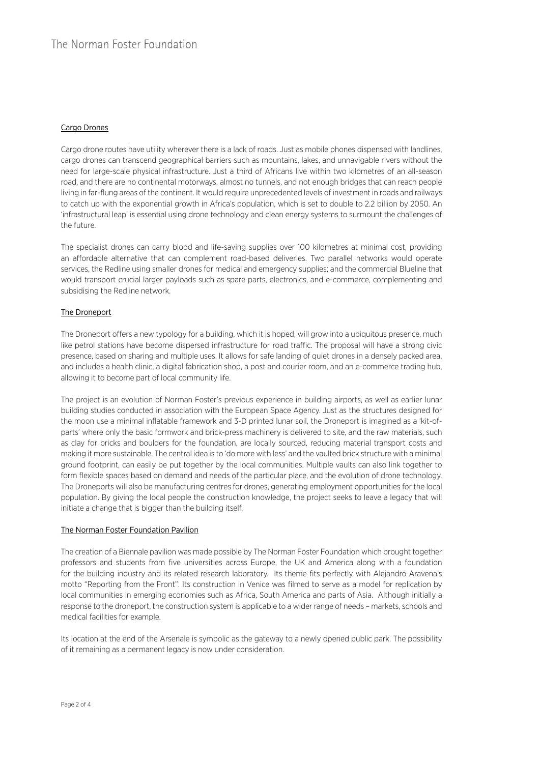## Cargo Drones

Cargo drone routes have utility wherever there is a lack of roads. Just as mobile phones dispensed with landlines, cargo drones can transcend geographical barriers such as mountains, lakes, and unnavigable rivers without the need for large-scale physical infrastructure. Just a third of Africans live within two kilometres of an all-season road, and there are no continental motorways, almost no tunnels, and not enough bridges that can reach people living in far-flung areas of the continent. It would require unprecedented levels of investment in roads and railways to catch up with the exponential growth in Africa's population, which is set to double to 2.2 billion by 2050. An 'infrastructural leap' is essential using drone technology and clean energy systems to surmount the challenges of the future.

The specialist drones can carry blood and life-saving supplies over 100 kilometres at minimal cost, providing an affordable alternative that can complement road-based deliveries. Two parallel networks would operate services, the Redline using smaller drones for medical and emergency supplies; and the commercial Blueline that would transport crucial larger payloads such as spare parts, electronics, and e-commerce, complementing and subsidising the Redline network.

## The Droneport

The Droneport offers a new typology for a building, which it is hoped, will grow into a ubiquitous presence, much like petrol stations have become dispersed infrastructure for road traffic. The proposal will have a strong civic presence, based on sharing and multiple uses. It allows for safe landing of quiet drones in a densely packed area, and includes a health clinic, a digital fabrication shop, a post and courier room, and an e-commerce trading hub, allowing it to become part of local community life.

The project is an evolution of Norman Foster's previous experience in building airports, as well as earlier lunar building studies conducted in association with the European Space Agency. Just as the structures designed for the moon use a minimal inflatable framework and 3-D printed lunar soil, the Droneport is imagined as a 'kit-of-parts' where only the basic formwork and brick-press machinery is delivered to site, and the raw materials, such as clay for bricks and boulders for the foundation, are locally sourced, reducing material transport costs and making it more sustainable. The central idea is to 'do more with less' and the vaulted brick structure with a minimal ground footprint, can easily be put together by the local communities. Multiple vaults can also link together to form flexible spaces based on demand and needs of the particular place, and the evolution of drone technology. The Droneports will also be manufacturing centres for drones, generating employment opportunities for the local population. By giving the local people the construction knowledge, the project seeks to leave a legacy that will initiate a change that is bigger than the building itself.

## The Norman Foster Foundation Pavilion

The creation of a Biennale pavilion was made possible by The Norman Foster Foundation which brought together professors and students from five universities across Europe, the UK and America along with a foundation for the building industry and its related research laboratory. Its theme fits perfectly with Alejandro Aravena's motto "Reporting from the Front". Its construction in Venice was filmed to serve as a model for replication by local communities in emerging economies such as Africa, South America and parts of Asia. Although initially a response to the droneport, the construction system is applicable to a wider range of needs – markets, schools and medical facilities for example.

Its location at the end of the Arsenale is symbolic as the gateway to a newly opened public park. The possibility of it remaining as a permanent legacy is now under consideration.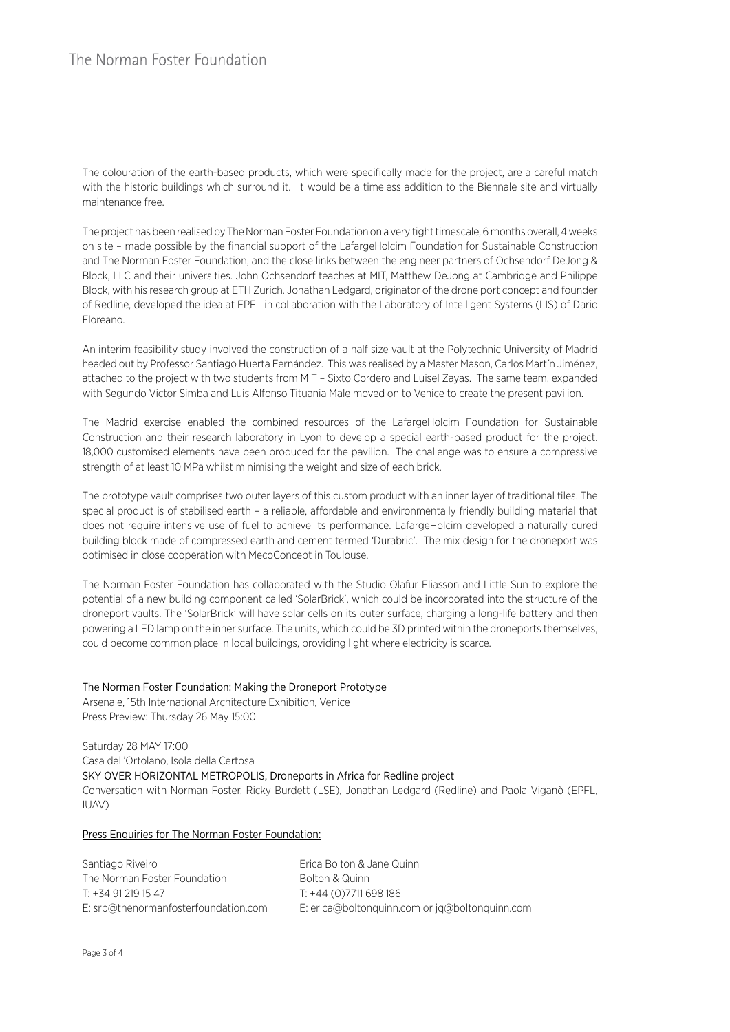The colouration of the earth-based products, which were specifically made for the project, are a careful match with the historic buildings which surround it. It would be a timeless addition to the Biennale site and virtually maintenance free.

The project has been realised by The Norman Foster Foundation on a very tight timescale, 6 months overall, 4 weeks on site – made possible by the financial support of the LafargeHolcim Foundation for Sustainable Construction and The Norman Foster Foundation, and the close links between the engineer partners of Ochsendorf DeJong & Block, LLC and their universities. John Ochsendorf teaches at MIT, Matthew DeJong at Cambridge and Philippe Block, with his research group at ETH Zurich. Jonathan Ledgard, originator of the drone port concept and founder of Redline, developed the idea at EPFL in collaboration with the Laboratory of Intelligent Systems (LIS) of Dario Floreano.

An interim feasibility study involved the construction of a half size vault at the Polytechnic University of Madrid headed out by Professor Santiago Huerta Fernández. This was realised by a Master Mason, Carlos Martín Jiménez, attached to the project with two students from MIT – Sixto Cordero and Luisel Zayas. The same team, expanded with Segundo Victor Simba and Luis Alfonso Tituania Male moved on to Venice to create the present pavilion.

The Madrid exercise enabled the combined resources of the LafargeHolcim Foundation for Sustainable Construction and their research laboratory in Lyon to develop a special earth-based product for the project. 18,000 customised elements have been produced for the pavilion. The challenge was to ensure a compressive strength of at least 10 MPa whilst minimising the weight and size of each brick.

The prototype vault comprises two outer layers of this custom product with an inner layer of traditional tiles. The special product is of stabilised earth – a reliable, affordable and environmentally friendly building material that does not require intensive use of fuel to achieve its performance. LafargeHolcim developed a naturally cured building block made of compressed earth and cement termed 'Durabric'. The mix design for the droneport was optimised in close cooperation with MecoConcept in Toulouse.

The Norman Foster Foundation has collaborated with the Studio Olafur Eliasson and Little Sun to explore the potential of a new building component called 'SolarBrick', which could be incorporated into the structure of the droneport vaults. The 'SolarBrick' will have solar cells on its outer surface, charging a long-life battery and then powering a LED lamp on the inner surface. The units, which could be 3D printed within the droneports themselves, could become common place in local buildings, providing light where electricity is scarce.

The Norman Foster Foundation: Making the Droneport Prototype
Arsenale, 15th International Architecture Exhibition, Venice
Press Preview: Thursday 26 May 15:00

Saturday 28 MAY 17:00
Casa dell'Ortolano, Isola della Certosa
SKY OVER HORIZONTAL METROPOLIS, Droneports in Africa for Redline project
Conversation with Norman Foster, Ricky Burdett (LSE), Jonathan Ledgard (Redline) and Paola Viganò (EPFL, IUAV)

Press Enquiries for The Norman Foster Foundation:

Santiago Riveiro
The Norman Foster Foundation
T: +34 91 219 15 47
E: srp@thenormanfosterfoundation.com

Erica Bolton & Jane Quinn
Bolton & Quinn
T: +44 (0)7711 698 186
E: erica@boltonquinn.com or jq@boltonquinn.com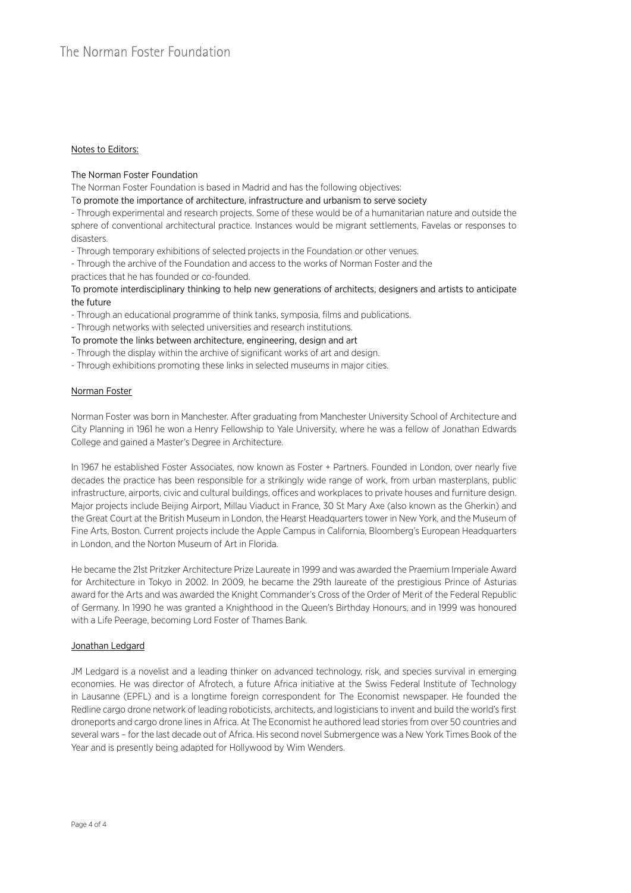## Notes to Editors:

### The Norman Foster Foundation

The Norman Foster Foundation is based in Madrid and has the following objectives:

To promote the importance of architecture, infrastructure and urbanism to serve society

- Through experimental and research projects. Some of these would be of a humanitarian nature and outside the sphere of conventional architectural practice. Instances would be migrant settlements, Favelas or responses to disasters.
- Through temporary exhibitions of selected projects in the Foundation or other venues.
- Through the archive of the Foundation and access to the works of Norman Foster and the practices that he has founded or co-founded.

To promote interdisciplinary thinking to help new generations of architects, designers and artists to anticipate the future

- Through an educational programme of think tanks, symposia, films and publications.
- Through networks with selected universities and research institutions.

To promote the links between architecture, engineering, design and art

- Through the display within the archive of significant works of art and design.
- Through exhibitions promoting these links in selected museums in major cities.

### Norman Foster

Norman Foster was born in Manchester. After graduating from Manchester University School of Architecture and City Planning in 1961 he won a Henry Fellowship to Yale University, where he was a fellow of Jonathan Edwards College and gained a Master's Degree in Architecture.

In 1967 he established Foster Associates, now known as Foster + Partners. Founded in London, over nearly five decades the practice has been responsible for a strikingly wide range of work, from urban masterplans, public infrastructure, airports, civic and cultural buildings, offices and workplaces to private houses and furniture design. Major projects include Beijing Airport, Millau Viaduct in France, 30 St Mary Axe (also known as the Gherkin) and the Great Court at the British Museum in London, the Hearst Headquarters tower in New York, and the Museum of Fine Arts, Boston. Current projects include the Apple Campus in California, Bloomberg's European Headquarters in London, and the Norton Museum of Art in Florida.

He became the 21st Pritzker Architecture Prize Laureate in 1999 and was awarded the Praemium Imperiale Award for Architecture in Tokyo in 2002. In 2009, he became the 29th laureate of the prestigious Prince of Asturias award for the Arts and was awarded the Knight Commander's Cross of the Order of Merit of the Federal Republic of Germany. In 1990 he was granted a Knighthood in the Queen's Birthday Honours, and in 1999 was honoured with a Life Peerage, becoming Lord Foster of Thames Bank.

### Jonathan Ledgard

JM Ledgard is a novelist and a leading thinker on advanced technology, risk, and species survival in emerging economies. He was director of Afrotech, a future Africa initiative at the Swiss Federal Institute of Technology in Lausanne (EPFL) and is a longtime foreign correspondent for The Economist newspaper. He founded the Redline cargo drone network of leading roboticists, architects, and logisticians to invent and build the world's first droneports and cargo drone lines in Africa. At The Economist he authored lead stories from over 50 countries and several wars – for the last decade out of Africa. His second novel Submergence was a New York Times Book of the Year and is presently being adapted for Hollywood by Wim Wenders.